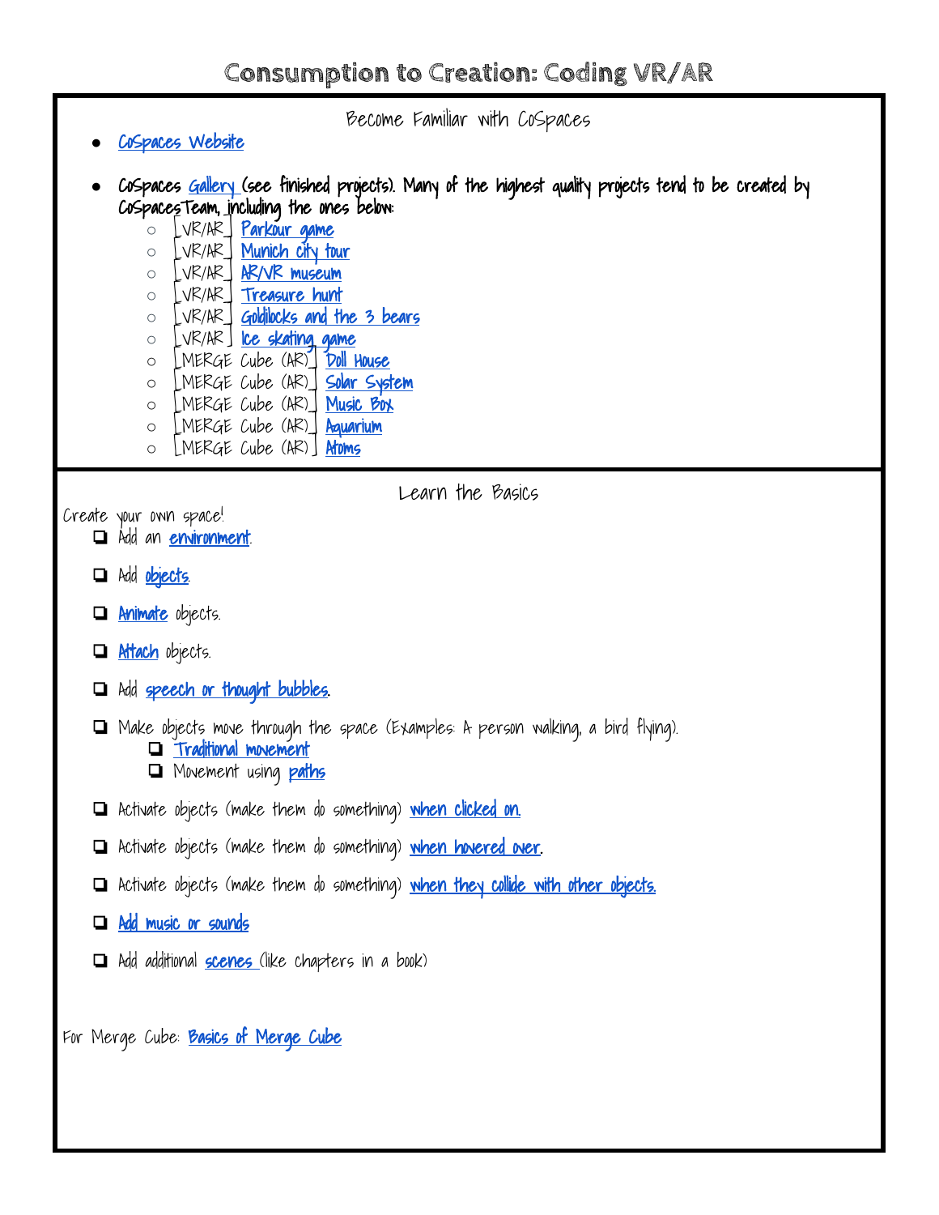# Consumption to Creation: Coding VR/AR

## Become Familiar with CoSpaces

- CoSpaces Website
- CoSpaces Gallery (see finished projects). Many of the highest quality projects tend to be created by CoSpacesTeam, including the ones below:
  - [VR/AR] Parkour game
  - [VR/AR] Munich city tour
  - [VR/AR] AR/VR museum
  - [VR/AR] Treasure hunt
  - [VR/AR] Goldilocks and the 3 bears
  - [VR/AR] Ice skating game
  - [MERGE Cube (AR)] Doll House
  - [MERGE Cube (AR)] Solar System
  - [MERGE Cube (AR)] Music Box
  - [MERGE Cube (AR)] Aquarium
  - [MERGE Cube (AR)] Atoms

## Learn the Basics

Create your own space!

- [ ] Add an environment.
- [ ] Add objects.
- [ ] Animate objects.
- [ ] Attach objects.
- [ ] Add speech or thought bubbles.
- [ ] Make objects move through the space (Examples: A person walking, a bird flying).
  - [ ] Traditional movement
  - [ ] Movement using paths
- [ ] Activate objects (make them do something) when clicked on.
- [ ] Activate objects (make them do something) when hovered over.
- [ ] Activate objects (make them do something) when they collide with other objects.
- [ ] Add music or sounds
- [ ] Add additional scenes (like chapters in a book)

For Merge Cube: Basics of Merge Cube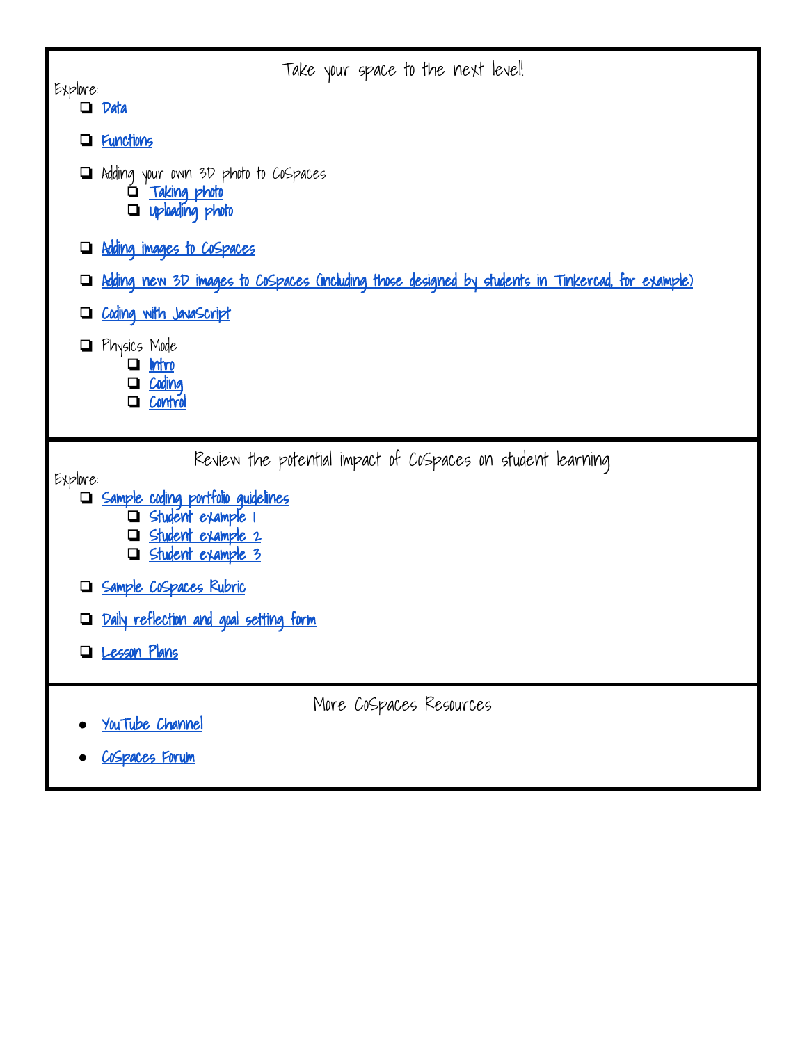## Take your space to the next level!

Explore:

- [ ] Data
- [ ] Functions
- [ ] Adding your own 3D photo to CoSpaces
  - [ ] Taking photo
  - [ ] Uploading photo
- [ ] Adding images to CoSpaces
- [ ] Adding new 3D images to CoSpaces (including those designed by students in Tinkercad, for example)
- [ ] Coding with JavaScript
- [ ] Physics Mode
  - [ ] Intro
  - [ ] Coding
  - [ ] Control

## Review the potential impact of CoSpaces on student learning

Explore:

- [ ] Sample coding portfolio guidelines
  - [ ] Student example 1
  - [ ] Student example 2
  - [ ] Student example 3
- [ ] Sample CoSpaces Rubric
- [ ] Daily reflection and goal setting form
- [ ] Lesson Plans

## More CoSpaces Resources

- YouTube Channel
- CoSpaces Forum